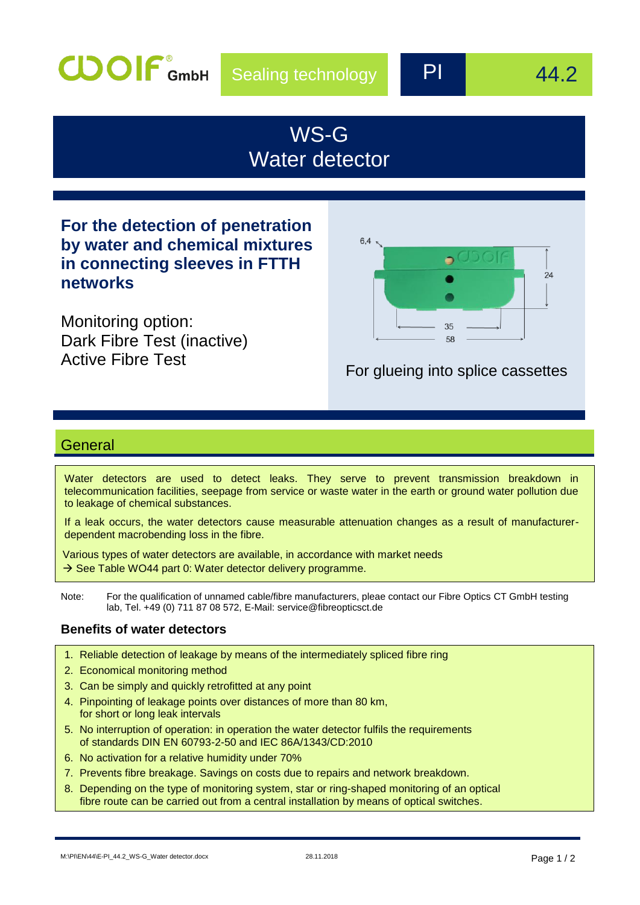Sealing technology | PI | 44.2

# WS-G Water detector

**For the detection of penetration by water and chemical mixtures in connecting sleeves in FTTH networks**

Monitoring option:
Dark Fibre Test (inactive)
Active Fibre Test

For glueing into splice cassettes

## General

Water detectors are used to detect leaks. They serve to prevent transmission breakdown in telecommunication facilities, seepage from service or waste water in the earth or ground water pollution due to leakage of chemical substances.

If a leak occurs, the water detectors cause measurable attenuation changes as a result of manufacturer-dependent macrobending loss in the fibre.

Various types of water detectors are available, in accordance with market needs
→ See Table WO44 part 0: Water detector delivery programme.

Note: For the qualification of unnamed cable/fibre manufacturers, pleae contact our Fibre Optics CT GmbH testing lab, Tel. +49 (0) 711 87 08 572, E-Mail: service@fibreopticsct.de

### Benefits of water detectors

1. Reliable detection of leakage by means of the intermediately spliced fibre ring
2. Economical monitoring method
3. Can be simply and quickly retrofitted at any point
4. Pinpointing of leakage points over distances of more than 80 km, for short or long leak intervals
5. No interruption of operation: in operation the water detector fulfils the requirements of standards DIN EN 60793-2-50 and IEC 86A/1343/CD:2010
6. No activation for a relative humidity under 70%
7. Prevents fibre breakage. Savings on costs due to repairs and network breakdown.
8. Depending on the type of monitoring system, star or ring-shaped monitoring of an optical fibre route can be carried out from a central installation by means of optical switches.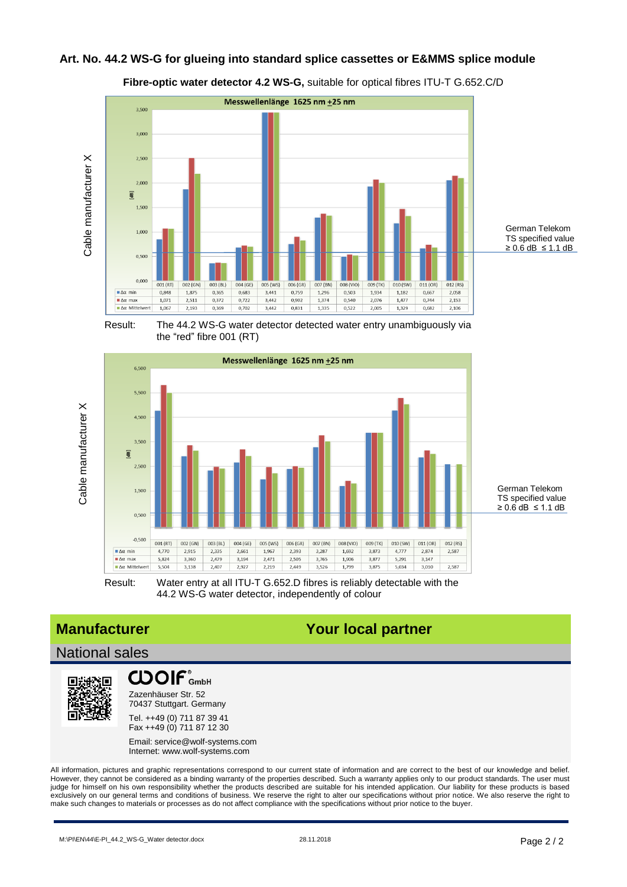### Art. No. 44.2 WS-G for glueing into standard splice cassettes or E&MMS splice module

**Fibre-optic water detector 4.2 WS-G,** suitable for optical fibres ITU-T G.652.C/D

Cable manufacturer X

Messwellenlänge 1625 nm ±25 nm

[dB]

3,500
3,000
2,500
2,000
1,500
1,000
0,500
0,000

001 (RT) 002 (GN) 003 (BL) 004 (GE) 005 (WS) 006 (GR) 007 (BN) 008 (VIO) 009 (TK) 010 (SW) 011 (OR) 012 (RS)

Δα min 0,848 1,875 0,365 0,683 3,441 0,759 1,296 0,503 1,934 1,182 0,667 2,058

Δα max 1,071 2,511 0,372 0,722 3,442 0,902 1,374 0,540 2,076 1,477 0,744 2,153

Δα Mittelwert 1,067 2,193 0,369 0,702 3,442 0,831 1,335 0,522 2,005 1,329 0,682 2,106

German Telekom
TS specified value
≥ 0.6 dB ≤ 1.1 dB

Result: The 44.2 WS-G water detector detected water entry unambiguously via the "red" fibre 001 (RT)

Cable manufacturer X

Messwellenlänge 1625 nm ±25 nm

[dB]

6,500
5,500
4,500
3,500
2,500
1,500
0,500
-0,500

001 (RT) 002 (GN) 003 (BL) 004 (GE) 005 (WS) 006 (GR) 007 (BN) 008 (VIO) 009 (TK) 010 (SW) 011 (OR) 012 (RS)

Δα min 4,770 2,915 2,335 2,661 1,967 2,393 3,287 1,692 3,873 4,777 2,874 2,587

Δα max 5,824 3,360 2,479 3,194 2,471 2,505 3,765 1,906 3,877 5,291 3,147

Δα Mittelwert 5,504 3,138 2,407 2,927 2,219 2,449 3,526 1,799 3,875 5,034 3,010 2,587

German Telekom
TS specified value
≥ 0.6 dB ≤ 1.1 dB

Result: Water entry at all ITU-T G.652.D fibres is reliably detectable with the 44.2 WS-G water detector, independently of colour

## Manufacturer

## Your local partner

National sales

**WOLF® GmbH**
Zazenhäuser Str. 52
70437 Stuttgart. Germany

Tel. ++49 (0) 711 87 39 41
Fax ++49 (0) 711 87 12 30

Email: service@wolf-systems.com
Internet: www.wolf-systems.com

All information, pictures and graphic representations correspond to our current state of information and are correct to the best of our knowledge and belief. However, they cannot be considered as a binding warranty of the properties described. Such a warranty applies only to our product standards. The user must judge for himself on his own responsibility whether the products described are suitable for his intended application. Our liability for these products is based exclusively on our general terms and conditions of business. We reserve the right to alter our specifications without prior notice. We also reserve the right to make such changes to materials or processes as do not affect compliance with the specifications without prior notice to the buyer.

M:\PI\EN\44\E-PI_44.2_WS-G_Water detector.docx 28.11.2018